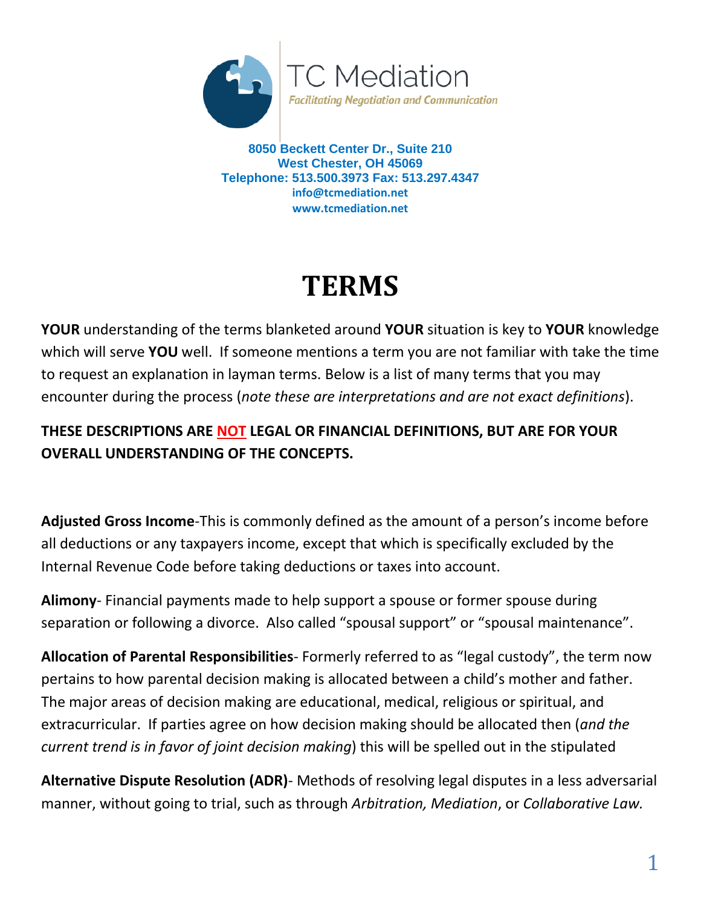TC Mediation

*Facilitating Negotiation and Communication*

**8050 Beckett Center Dr., Suite 210**
**West Chester, OH 45069**
**Telephone: 513.500.3973 Fax: 513.297.4347**
**info@tcmediation.net**
**www.tcmediation.net**

# TERMS

**YOUR** understanding of the terms blanketed around **YOUR** situation is key to **YOUR** knowledge which will serve **YOU** well. If someone mentions a term you are not familiar with take the time to request an explanation in layman terms. Below is a list of many terms that you may encounter during the process (*note these are interpretations and are not exact definitions*).

**THESE DESCRIPTIONS ARE NOT LEGAL OR FINANCIAL DEFINITIONS, BUT ARE FOR YOUR OVERALL UNDERSTANDING OF THE CONCEPTS.**

**Adjusted Gross Income**-This is commonly defined as the amount of a person's income before all deductions or any taxpayers income, except that which is specifically excluded by the Internal Revenue Code before taking deductions or taxes into account.

**Alimony**- Financial payments made to help support a spouse or former spouse during separation or following a divorce. Also called "spousal support" or "spousal maintenance".

**Allocation of Parental Responsibilities**- Formerly referred to as "legal custody", the term now pertains to how parental decision making is allocated between a child's mother and father. The major areas of decision making are educational, medical, religious or spiritual, and extracurricular. If parties agree on how decision making should be allocated then (*and the current trend is in favor of joint decision making*) this will be spelled out in the stipulated

**Alternative Dispute Resolution (ADR)**- Methods of resolving legal disputes in a less adversarial manner, without going to trial, such as through *Arbitration, Mediation*, or *Collaborative Law.*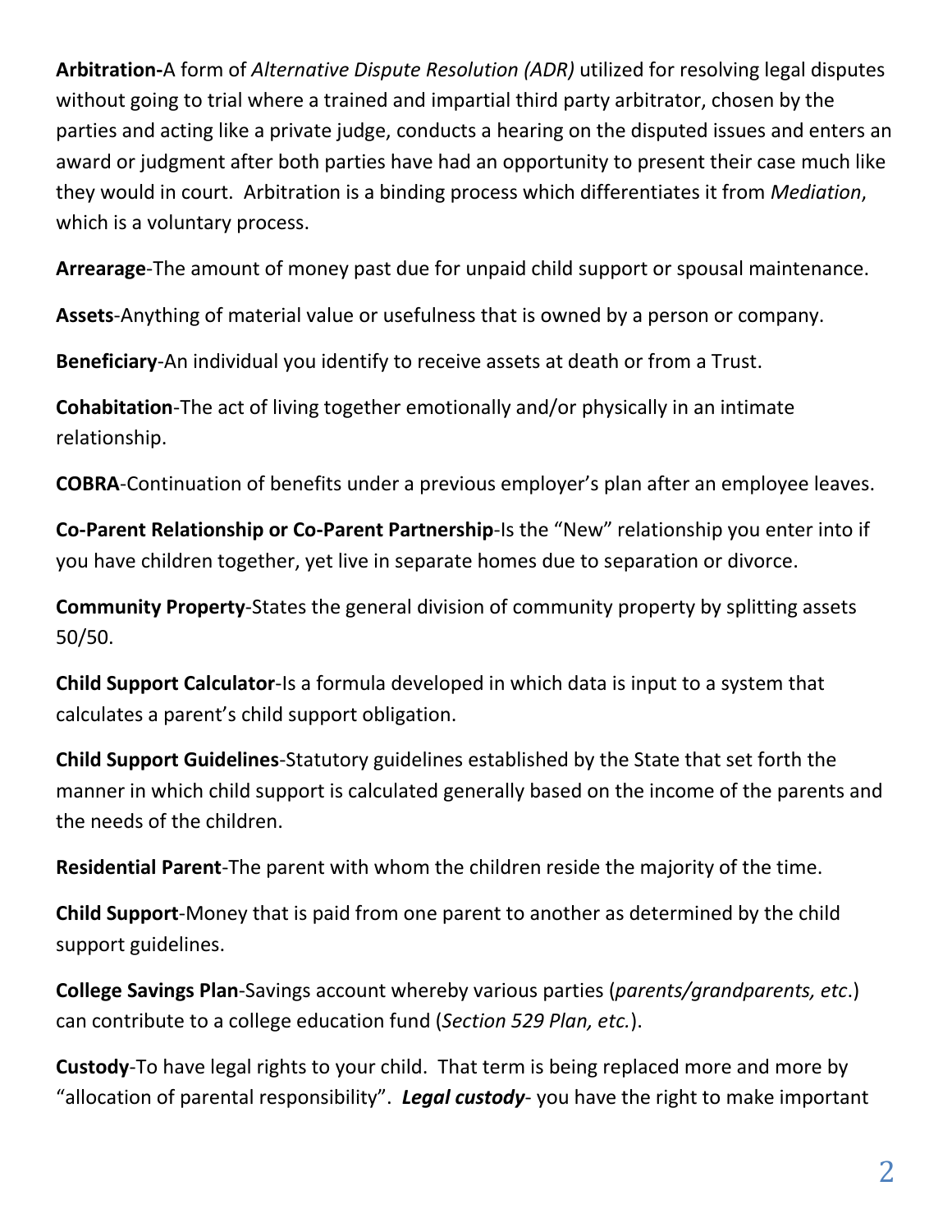**Arbitration-**A form of *Alternative Dispute Resolution (ADR)* utilized for resolving legal disputes without going to trial where a trained and impartial third party arbitrator, chosen by the parties and acting like a private judge, conducts a hearing on the disputed issues and enters an award or judgment after both parties have had an opportunity to present their case much like they would in court. Arbitration is a binding process which differentiates it from *Mediation*, which is a voluntary process.

**Arrearage**-The amount of money past due for unpaid child support or spousal maintenance.

**Assets**-Anything of material value or usefulness that is owned by a person or company.

**Beneficiary**-An individual you identify to receive assets at death or from a Trust.

**Cohabitation**-The act of living together emotionally and/or physically in an intimate relationship.

**COBRA**-Continuation of benefits under a previous employer's plan after an employee leaves.

**Co-Parent Relationship or Co-Parent Partnership**-Is the "New" relationship you enter into if you have children together, yet live in separate homes due to separation or divorce.

**Community Property**-States the general division of community property by splitting assets 50/50.

**Child Support Calculator**-Is a formula developed in which data is input to a system that calculates a parent's child support obligation.

**Child Support Guidelines**-Statutory guidelines established by the State that set forth the manner in which child support is calculated generally based on the income of the parents and the needs of the children.

**Residential Parent**-The parent with whom the children reside the majority of the time.

**Child Support**-Money that is paid from one parent to another as determined by the child support guidelines.

**College Savings Plan**-Savings account whereby various parties (*parents/grandparents, etc*.) can contribute to a college education fund (*Section 529 Plan, etc.*).

**Custody**-To have legal rights to your child. That term is being replaced more and more by "allocation of parental responsibility". ***Legal custody***- you have the right to make important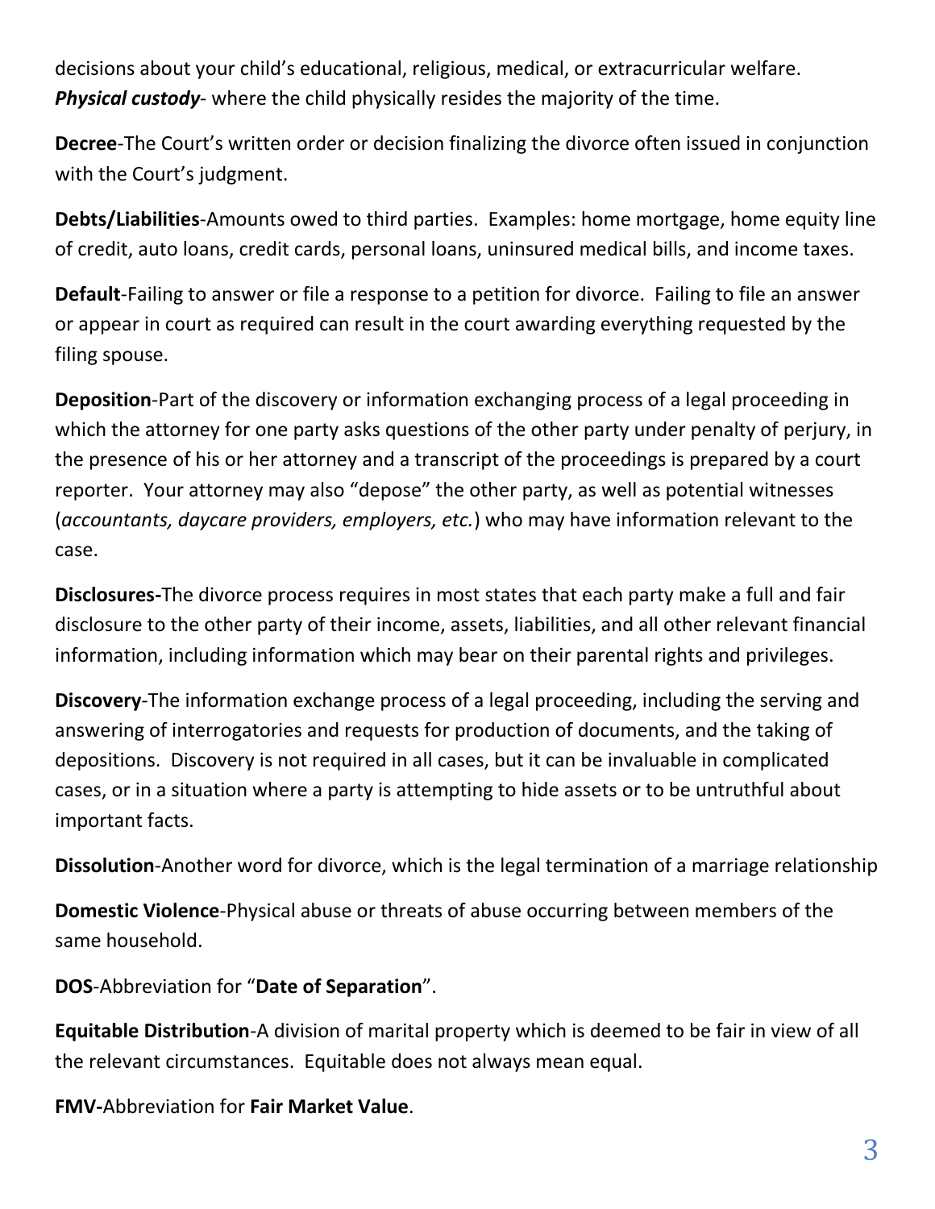decisions about your child's educational, religious, medical, or extracurricular welfare. ***Physical custody***- where the child physically resides the majority of the time.

**Decree**-The Court's written order or decision finalizing the divorce often issued in conjunction with the Court's judgment.

**Debts/Liabilities**-Amounts owed to third parties. Examples: home mortgage, home equity line of credit, auto loans, credit cards, personal loans, uninsured medical bills, and income taxes.

**Default**-Failing to answer or file a response to a petition for divorce. Failing to file an answer or appear in court as required can result in the court awarding everything requested by the filing spouse.

**Deposition**-Part of the discovery or information exchanging process of a legal proceeding in which the attorney for one party asks questions of the other party under penalty of perjury, in the presence of his or her attorney and a transcript of the proceedings is prepared by a court reporter. Your attorney may also "depose" the other party, as well as potential witnesses (*accountants, daycare providers, employers, etc.*) who may have information relevant to the case.

**Disclosures-**The divorce process requires in most states that each party make a full and fair disclosure to the other party of their income, assets, liabilities, and all other relevant financial information, including information which may bear on their parental rights and privileges.

**Discovery**-The information exchange process of a legal proceeding, including the serving and answering of interrogatories and requests for production of documents, and the taking of depositions. Discovery is not required in all cases, but it can be invaluable in complicated cases, or in a situation where a party is attempting to hide assets or to be untruthful about important facts.

**Dissolution**-Another word for divorce, which is the legal termination of a marriage relationship

**Domestic Violence**-Physical abuse or threats of abuse occurring between members of the same household.

**DOS**-Abbreviation for "**Date of Separation**".

**Equitable Distribution**-A division of marital property which is deemed to be fair in view of all the relevant circumstances. Equitable does not always mean equal.

**FMV-**Abbreviation for **Fair Market Value**.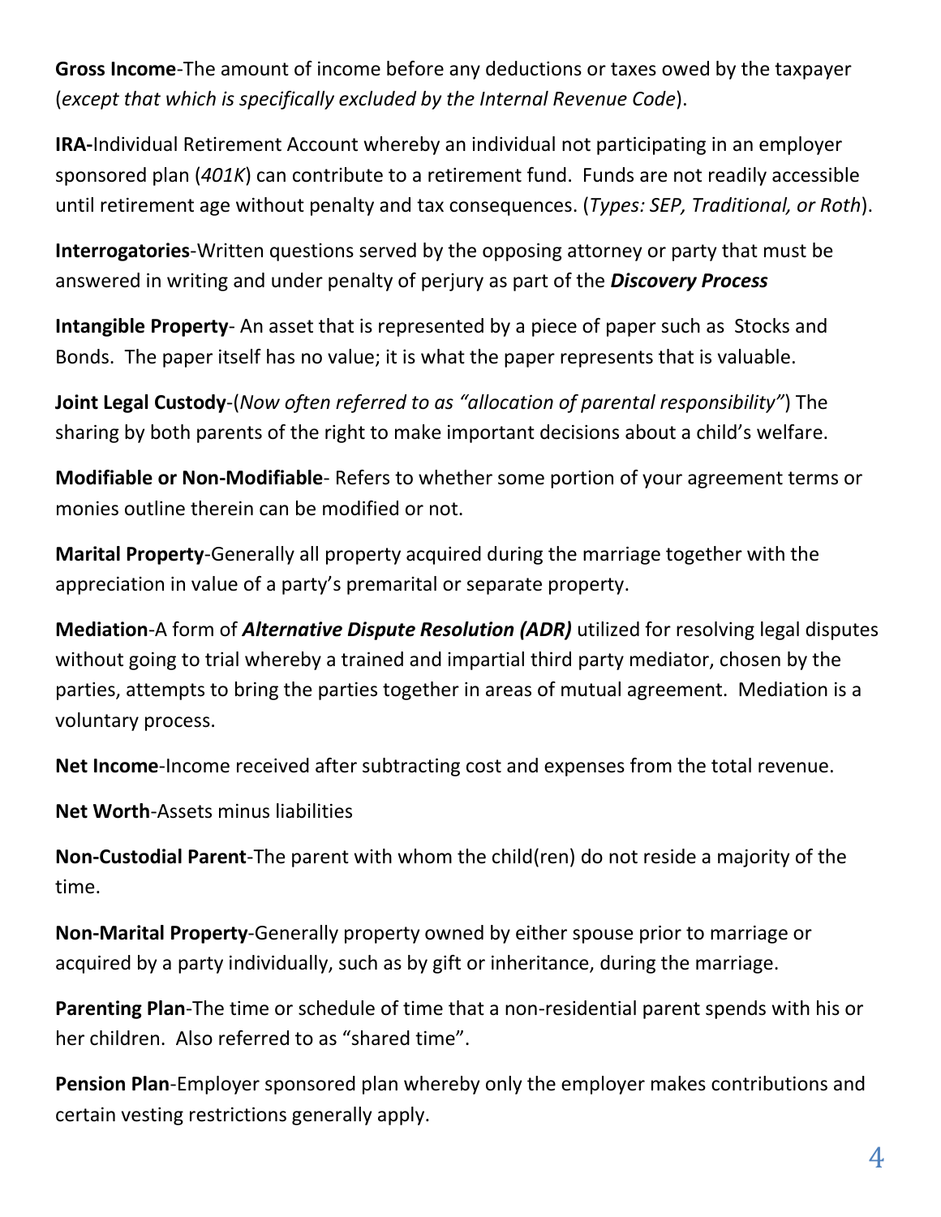**Gross Income**-The amount of income before any deductions or taxes owed by the taxpayer (*except that which is specifically excluded by the Internal Revenue Code*).

**IRA-**Individual Retirement Account whereby an individual not participating in an employer sponsored plan (*401K*) can contribute to a retirement fund. Funds are not readily accessible until retirement age without penalty and tax consequences. (*Types: SEP, Traditional, or Roth*).

**Interrogatories**-Written questions served by the opposing attorney or party that must be answered in writing and under penalty of perjury as part of the ***Discovery Process***

**Intangible Property**- An asset that is represented by a piece of paper such as Stocks and Bonds. The paper itself has no value; it is what the paper represents that is valuable.

**Joint Legal Custody**-(*Now often referred to as "allocation of parental responsibility"*) The sharing by both parents of the right to make important decisions about a child's welfare.

**Modifiable or Non-Modifiable**- Refers to whether some portion of your agreement terms or monies outline therein can be modified or not.

**Marital Property**-Generally all property acquired during the marriage together with the appreciation in value of a party's premarital or separate property.

**Mediation**-A form of ***Alternative Dispute Resolution (ADR)*** utilized for resolving legal disputes without going to trial whereby a trained and impartial third party mediator, chosen by the parties, attempts to bring the parties together in areas of mutual agreement. Mediation is a voluntary process.

**Net Income**-Income received after subtracting cost and expenses from the total revenue.

**Net Worth**-Assets minus liabilities

**Non-Custodial Parent**-The parent with whom the child(ren) do not reside a majority of the time.

**Non-Marital Property**-Generally property owned by either spouse prior to marriage or acquired by a party individually, such as by gift or inheritance, during the marriage.

**Parenting Plan**-The time or schedule of time that a non-residential parent spends with his or her children. Also referred to as "shared time".

**Pension Plan**-Employer sponsored plan whereby only the employer makes contributions and certain vesting restrictions generally apply.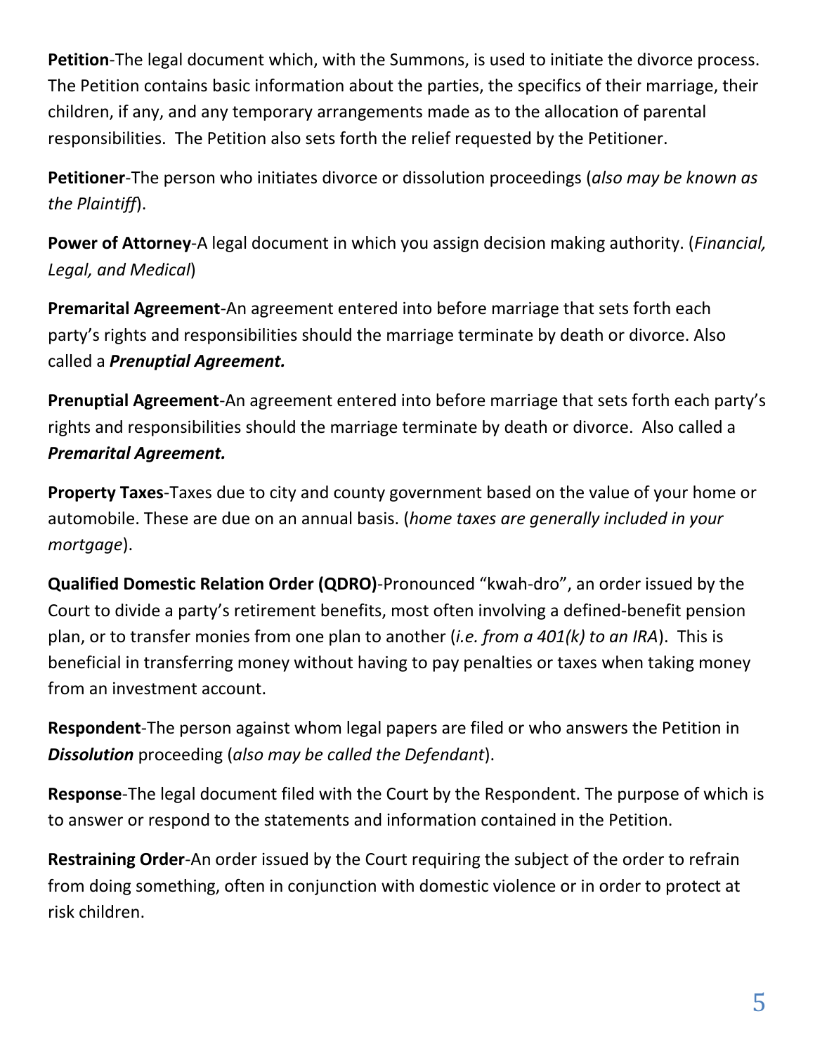**Petition**-The legal document which, with the Summons, is used to initiate the divorce process. The Petition contains basic information about the parties, the specifics of their marriage, their children, if any, and any temporary arrangements made as to the allocation of parental responsibilities. The Petition also sets forth the relief requested by the Petitioner.

**Petitioner**-The person who initiates divorce or dissolution proceedings (*also may be known as the Plaintiff*).

**Power of Attorney**-A legal document in which you assign decision making authority. (*Financial, Legal, and Medical*)

**Premarital Agreement**-An agreement entered into before marriage that sets forth each party's rights and responsibilities should the marriage terminate by death or divorce. Also called a ***Prenuptial Agreement.***

**Prenuptial Agreement**-An agreement entered into before marriage that sets forth each party's rights and responsibilities should the marriage terminate by death or divorce. Also called a ***Premarital Agreement.***

**Property Taxes**-Taxes due to city and county government based on the value of your home or automobile. These are due on an annual basis. (*home taxes are generally included in your mortgage*).

**Qualified Domestic Relation Order (QDRO)**-Pronounced "kwah-dro", an order issued by the Court to divide a party's retirement benefits, most often involving a defined-benefit pension plan, or to transfer monies from one plan to another (*i.e. from a 401(k) to an IRA*). This is beneficial in transferring money without having to pay penalties or taxes when taking money from an investment account.

**Respondent**-The person against whom legal papers are filed or who answers the Petition in ***Dissolution*** proceeding (*also may be called the Defendant*).

**Response**-The legal document filed with the Court by the Respondent. The purpose of which is to answer or respond to the statements and information contained in the Petition.

**Restraining Order**-An order issued by the Court requiring the subject of the order to refrain from doing something, often in conjunction with domestic violence or in order to protect at risk children.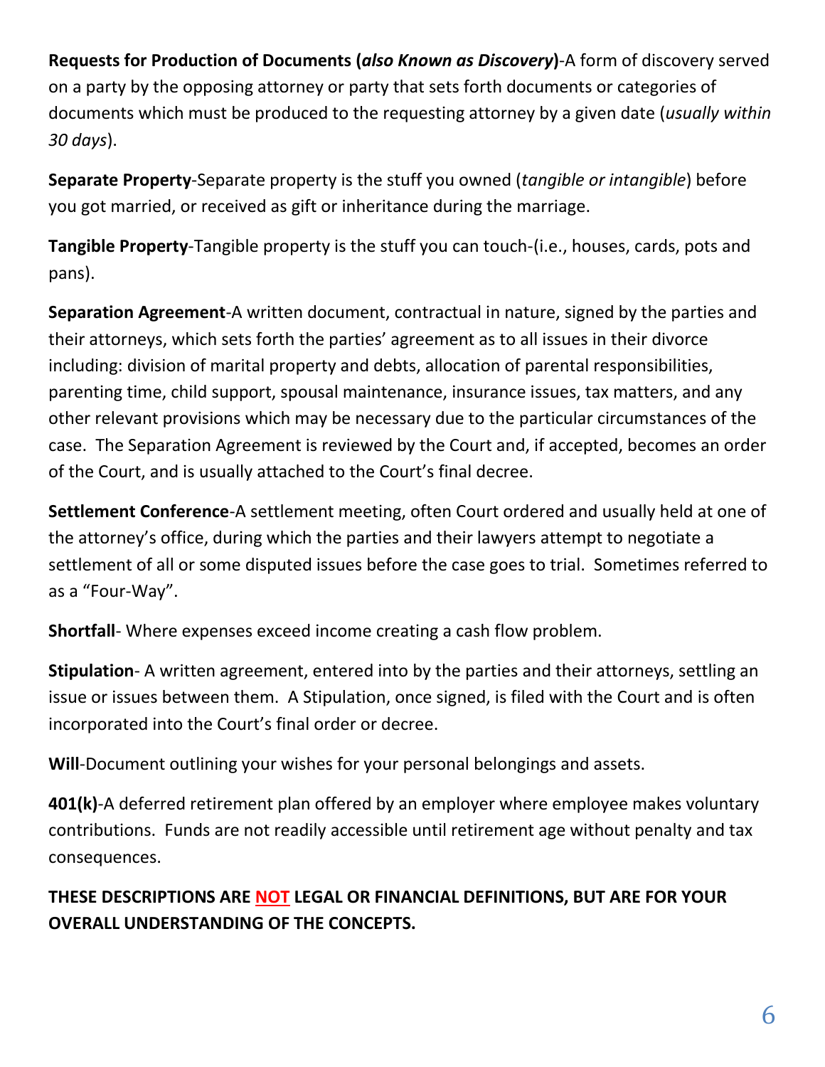**Requests for Production of Documents (*also Known as Discovery*)**-A form of discovery served on a party by the opposing attorney or party that sets forth documents or categories of documents which must be produced to the requesting attorney by a given date (*usually within 30 days*).

**Separate Property**-Separate property is the stuff you owned (*tangible or intangible*) before you got married, or received as gift or inheritance during the marriage.

**Tangible Property**-Tangible property is the stuff you can touch-(i.e., houses, cards, pots and pans).

**Separation Agreement**-A written document, contractual in nature, signed by the parties and their attorneys, which sets forth the parties' agreement as to all issues in their divorce including: division of marital property and debts, allocation of parental responsibilities, parenting time, child support, spousal maintenance, insurance issues, tax matters, and any other relevant provisions which may be necessary due to the particular circumstances of the case. The Separation Agreement is reviewed by the Court and, if accepted, becomes an order of the Court, and is usually attached to the Court's final decree.

**Settlement Conference**-A settlement meeting, often Court ordered and usually held at one of the attorney's office, during which the parties and their lawyers attempt to negotiate a settlement of all or some disputed issues before the case goes to trial. Sometimes referred to as a "Four-Way".

**Shortfall**- Where expenses exceed income creating a cash flow problem.

**Stipulation**- A written agreement, entered into by the parties and their attorneys, settling an issue or issues between them. A Stipulation, once signed, is filed with the Court and is often incorporated into the Court's final order or decree.

**Will**-Document outlining your wishes for your personal belongings and assets.

**401(k)**-A deferred retirement plan offered by an employer where employee makes voluntary contributions. Funds are not readily accessible until retirement age without penalty and tax consequences.

**THESE DESCRIPTIONS ARE <u>NOT</u> LEGAL OR FINANCIAL DEFINITIONS, BUT ARE FOR YOUR OVERALL UNDERSTANDING OF THE CONCEPTS.**